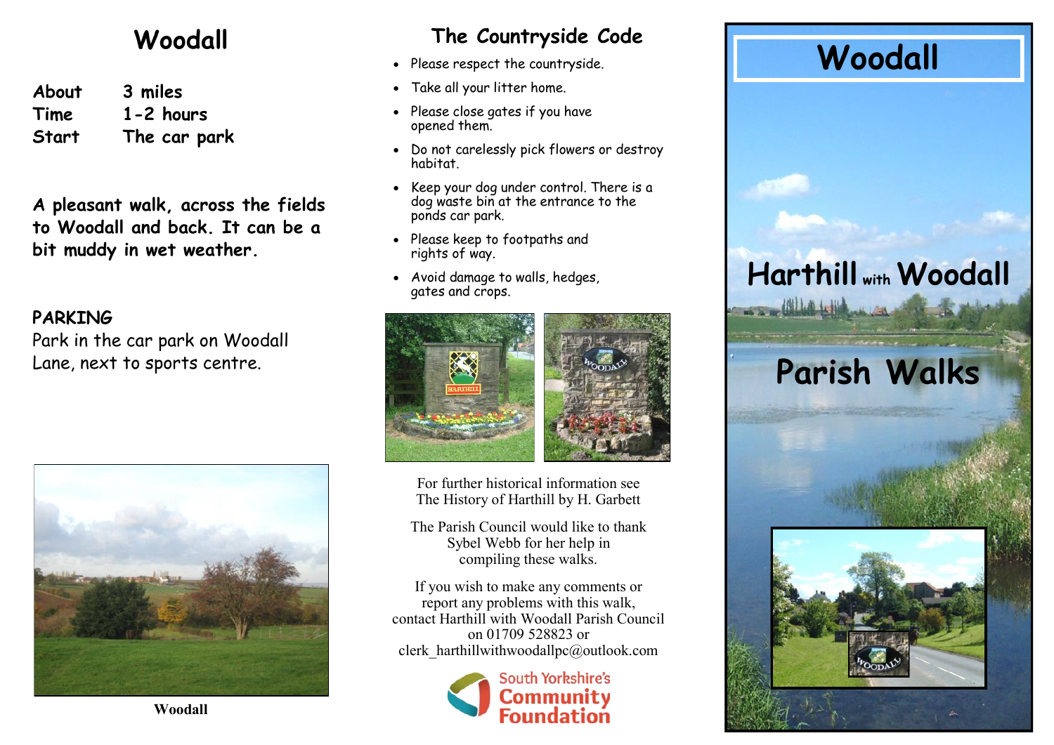# Woodall

| | |
|---|---|
| **About** | **3 miles** |
| **Time** | **1-2 hours** |
| **Start** | **The car park** |

**A pleasant walk, across the fields to Woodall and back. It can be a bit muddy in wet weather.**

**PARKING**

Park in the car park on Woodall Lane, next to sports centre.

**Woodall**

## The Countryside Code

- Please respect the countryside.
- Take all your litter home.
- Please close gates if you have opened them.
- Do not carelessly pick flowers or destroy habitat.
- Keep your dog under control. There is a dog waste bin at the entrance to the ponds car park.
- Please keep to footpaths and rights of way.
- Avoid damage to walls, hedges, gates and crops.

For further historical information see The History of Harthill by H. Garbett

The Parish Council would like to thank Sybel Webb for her help in compiling these walks.

If you wish to make any comments or report any problems with this walk, contact Harthill with Woodall Parish Council on 01709 528823 or clerk_harthillwithwoodallpc@outlook.com

South Yorkshire's Community Foundation

# Woodall

# Harthill with Woodall

# Parish Walks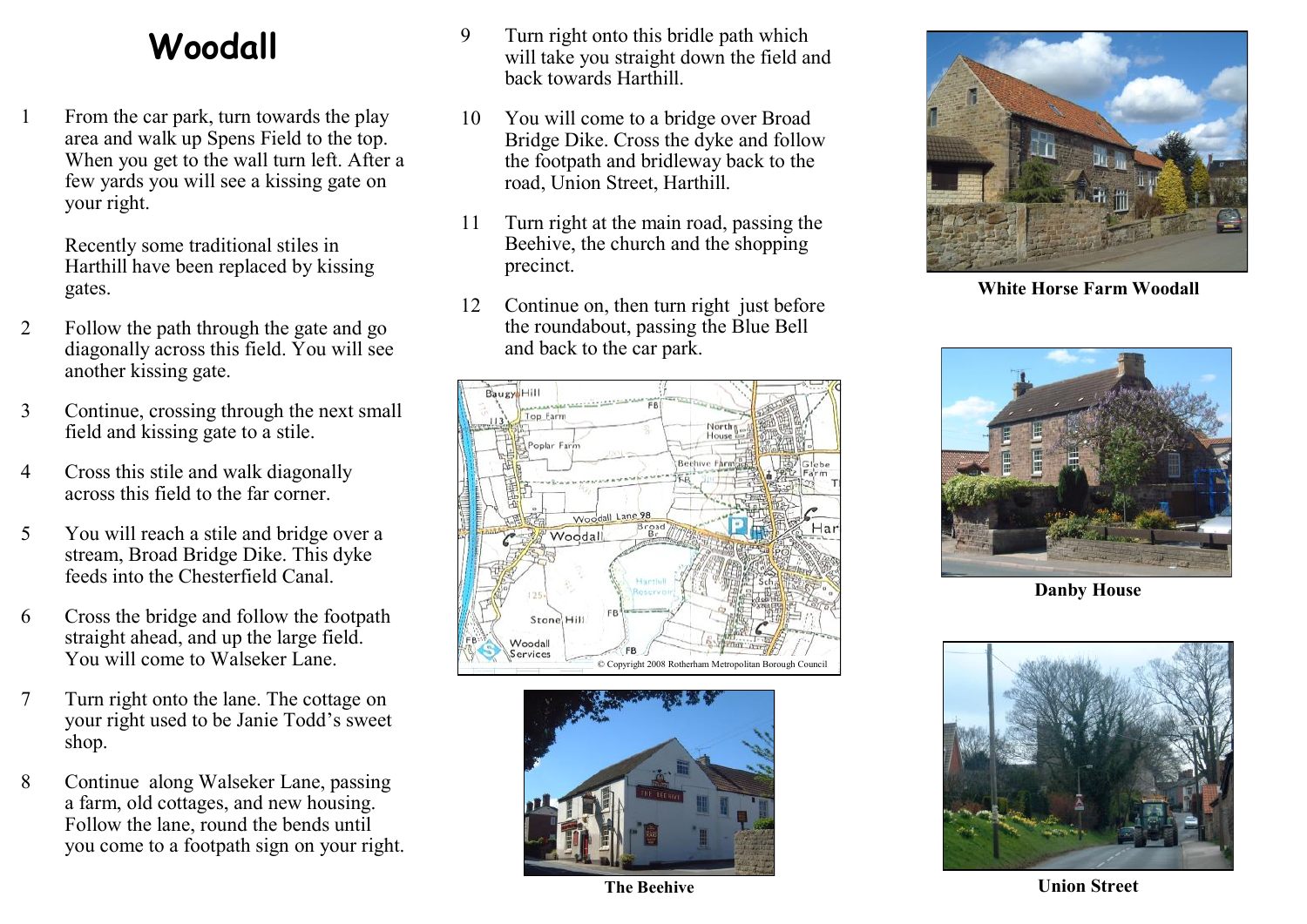# Woodall

1. From the car park, turn towards the play area and walk up Spens Field to the top. When you get to the wall turn left. After a few yards you will see a kissing gate on your right.

   Recently some traditional stiles in Harthill have been replaced by kissing gates.

2. Follow the path through the gate and go diagonally across this field. You will see another kissing gate.

3. Continue, crossing through the next small field and kissing gate to a stile.

4. Cross this stile and walk diagonally across this field to the far corner.

5. You will reach a stile and bridge over a stream, Broad Bridge Dike. This dyke feeds into the Chesterfield Canal.

6. Cross the bridge and follow the footpath straight ahead, and up the large field. You will come to Walseker Lane.

7. Turn right onto the lane. The cottage on your right used to be Janie Todd's sweet shop.

8. Continue along Walseker Lane, passing a farm, old cottages, and new housing. Follow the lane, round the bends until you come to a footpath sign on your right.

9. Turn right onto this bridle path which will take you straight down the field and back towards Harthill.

10. You will come to a bridge over Broad Bridge Dike. Cross the dyke and follow the footpath and bridleway back to the road, Union Street, Harthill.

11. Turn right at the main road, passing the Beehive, the church and the shopping precinct.

12. Continue on, then turn right just before the roundabout, passing the Blue Bell and back to the car park.

© Copyright 2008 Rotherham Metropolitan Borough Council

The Beehive

White Horse Farm Woodall

Danby House

Union Street